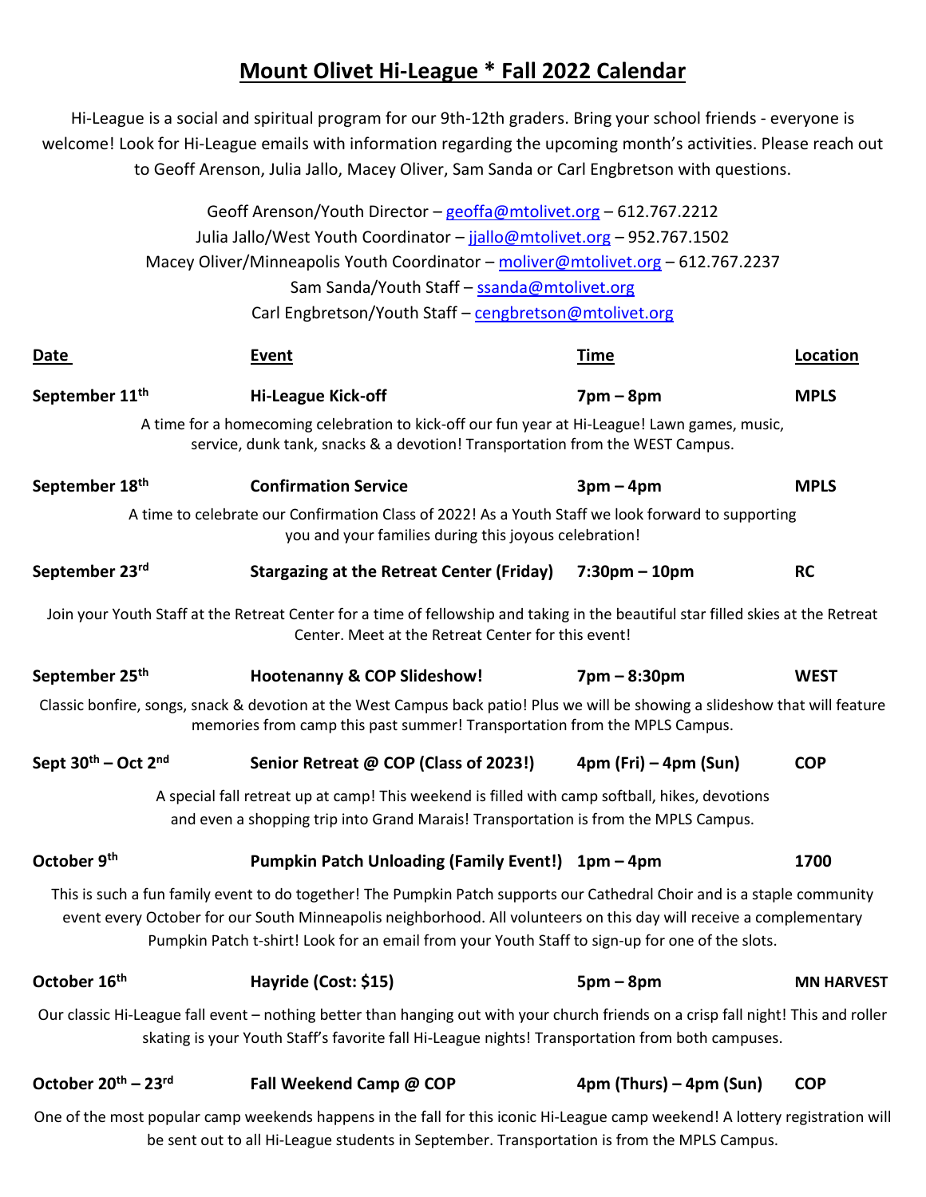# Mount Olivet Hi-League * Fall 2022 Calendar

Hi-League is a social and spiritual program for our 9th-12th graders. Bring your school friends - everyone is welcome! Look for Hi-League emails with information regarding the upcoming month's activities. Please reach out to Geoff Arenson, Julia Jallo, Macey Oliver, Sam Sanda or Carl Engbretson with questions.

Geoff Arenson/Youth Director – geoffa@mtolivet.org – 612.767.2212
Julia Jallo/West Youth Coordinator – jjallo@mtolivet.org – 952.767.1502
Macey Oliver/Minneapolis Youth Coordinator – moliver@mtolivet.org – 612.767.2237
Sam Sanda/Youth Staff – ssanda@mtolivet.org
Carl Engbretson/Youth Staff – cengbretson@mtolivet.org

| Date | Event | Time | Location |
|---|---|---|---|
| **September 11th** | **Hi-League Kick-off** | **7pm – 8pm** | **MPLS** |

A time for a homecoming celebration to kick-off our fun year at Hi-League! Lawn games, music, service, dunk tank, snacks & a devotion! Transportation from the WEST Campus.

| | | | |
|---|---|---|---|
| **September 18th** | **Confirmation Service** | **3pm – 4pm** | **MPLS** |

A time to celebrate our Confirmation Class of 2022! As a Youth Staff we look forward to supporting you and your families during this joyous celebration!

| | | | |
|---|---|---|---|
| **September 23rd** | **Stargazing at the Retreat Center (Friday)** | **7:30pm – 10pm** | **RC** |

Join your Youth Staff at the Retreat Center for a time of fellowship and taking in the beautiful star filled skies at the Retreat Center. Meet at the Retreat Center for this event!

| | | | |
|---|---|---|---|
| **September 25th** | **Hootenanny & COP Slideshow!** | **7pm – 8:30pm** | **WEST** |

Classic bonfire, songs, snack & devotion at the West Campus back patio! Plus we will be showing a slideshow that will feature memories from camp this past summer! Transportation from the MPLS Campus.

| | | | |
|---|---|---|---|
| **Sept 30th – Oct 2nd** | **Senior Retreat @ COP (Class of 2023!)** | **4pm (Fri) – 4pm (Sun)** | **COP** |

A special fall retreat up at camp! This weekend is filled with camp softball, hikes, devotions and even a shopping trip into Grand Marais! Transportation is from the MPLS Campus.

| | | | |
|---|---|---|---|
| **October 9th** | **Pumpkin Patch Unloading (Family Event!)** | **1pm – 4pm** | **1700** |

This is such a fun family event to do together! The Pumpkin Patch supports our Cathedral Choir and is a staple community event every October for our South Minneapolis neighborhood. All volunteers on this day will receive a complementary Pumpkin Patch t-shirt! Look for an email from your Youth Staff to sign-up for one of the slots.

| | | | |
|---|---|---|---|
| **October 16th** | **Hayride (Cost: $15)** | **5pm – 8pm** | **MN HARVEST** |

Our classic Hi-League fall event – nothing better than hanging out with your church friends on a crisp fall night! This and roller skating is your Youth Staff's favorite fall Hi-League nights! Transportation from both campuses.

| | | | |
|---|---|---|---|
| **October 20th – 23rd** | **Fall Weekend Camp @ COP** | **4pm (Thurs) – 4pm (Sun)** | **COP** |

One of the most popular camp weekends happens in the fall for this iconic Hi-League camp weekend! A lottery registration will be sent out to all Hi-League students in September. Transportation is from the MPLS Campus.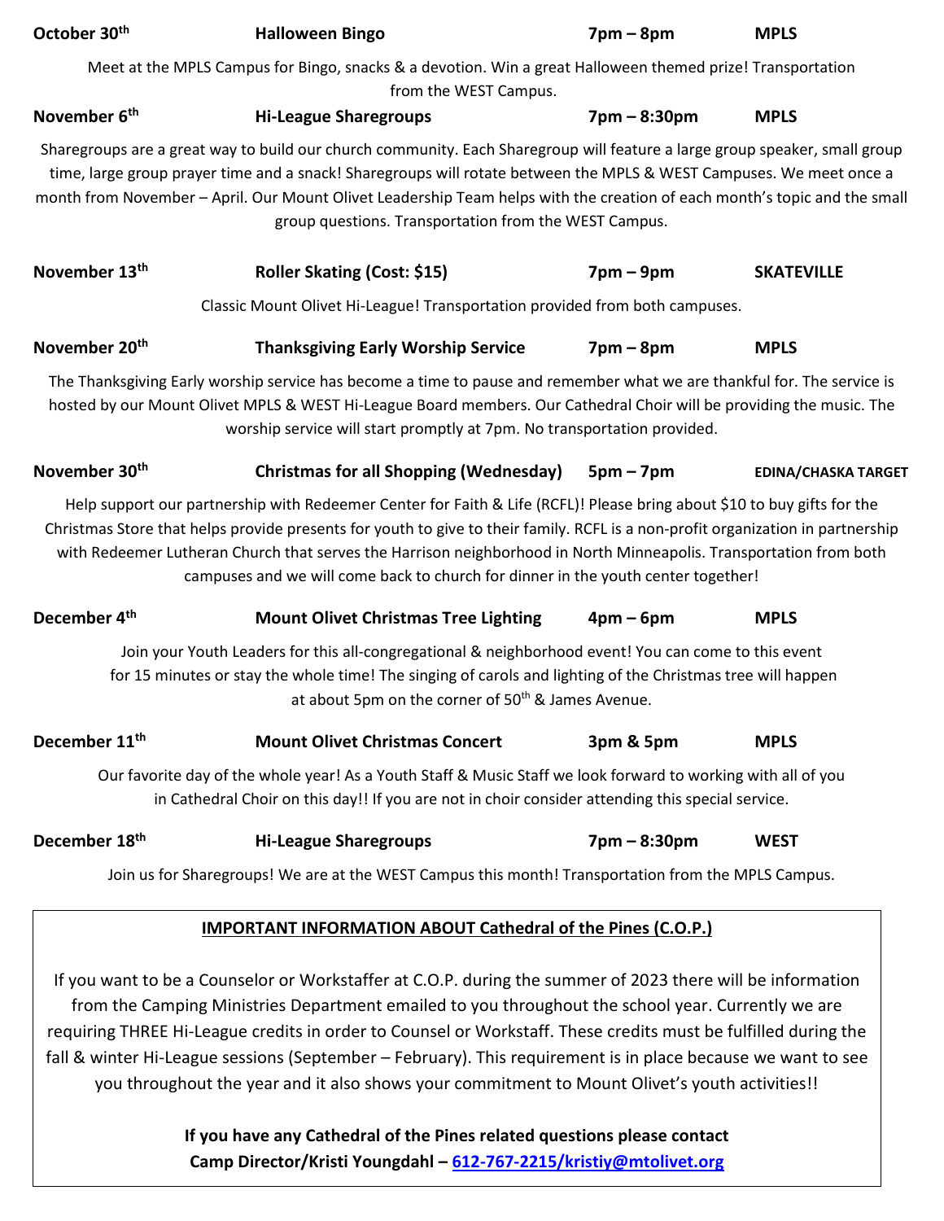**October 30th** **Halloween Bingo** **7pm – 8pm** **MPLS**

Meet at the MPLS Campus for Bingo, snacks & a devotion. Win a great Halloween themed prize! Transportation from the WEST Campus.

**November 6th** **Hi-League Sharegroups** **7pm – 8:30pm** **MPLS**

Sharegroups are a great way to build our church community. Each Sharegroup will feature a large group speaker, small group time, large group prayer time and a snack! Sharegroups will rotate between the MPLS & WEST Campuses. We meet once a month from November – April. Our Mount Olivet Leadership Team helps with the creation of each month's topic and the small group questions. Transportation from the WEST Campus.

**November 13th** **Roller Skating (Cost: $15)** **7pm – 9pm** **SKATEVILLE**

Classic Mount Olivet Hi-League! Transportation provided from both campuses.

**November 20th** **Thanksgiving Early Worship Service** **7pm – 8pm** **MPLS**

The Thanksgiving Early worship service has become a time to pause and remember what we are thankful for. The service is hosted by our Mount Olivet MPLS & WEST Hi-League Board members. Our Cathedral Choir will be providing the music. The worship service will start promptly at 7pm. No transportation provided.

**November 30th** **Christmas for all Shopping (Wednesday)** **5pm – 7pm** **EDINA/CHASKA TARGET**

Help support our partnership with Redeemer Center for Faith & Life (RCFL)! Please bring about $10 to buy gifts for the Christmas Store that helps provide presents for youth to give to their family. RCFL is a non-profit organization in partnership with Redeemer Lutheran Church that serves the Harrison neighborhood in North Minneapolis. Transportation from both campuses and we will come back to church for dinner in the youth center together!

**December 4th** **Mount Olivet Christmas Tree Lighting** **4pm – 6pm** **MPLS**

Join your Youth Leaders for this all-congregational & neighborhood event! You can come to this event for 15 minutes or stay the whole time! The singing of carols and lighting of the Christmas tree will happen at about 5pm on the corner of 50th & James Avenue.

**December 11th** **Mount Olivet Christmas Concert** **3pm & 5pm** **MPLS**

Our favorite day of the whole year! As a Youth Staff & Music Staff we look forward to working with all of you in Cathedral Choir on this day!! If you are not in choir consider attending this special service.

**December 18th** **Hi-League Sharegroups** **7pm – 8:30pm** **WEST**

Join us for Sharegroups! We are at the WEST Campus this month! Transportation from the MPLS Campus.

**IMPORTANT INFORMATION ABOUT Cathedral of the Pines (C.O.P.)**

If you want to be a Counselor or Workstaffer at C.O.P. during the summer of 2023 there will be information from the Camping Ministries Department emailed to you throughout the school year. Currently we are requiring THREE Hi-League credits in order to Counsel or Workstaff. These credits must be fulfilled during the fall & winter Hi-League sessions (September – February). This requirement is in place because we want to see you throughout the year and it also shows your commitment to Mount Olivet's youth activities!!

**If you have any Cathedral of the Pines related questions please contact Camp Director/Kristi Youngdahl – 612-767-2215/kristiy@mtolivet.org**